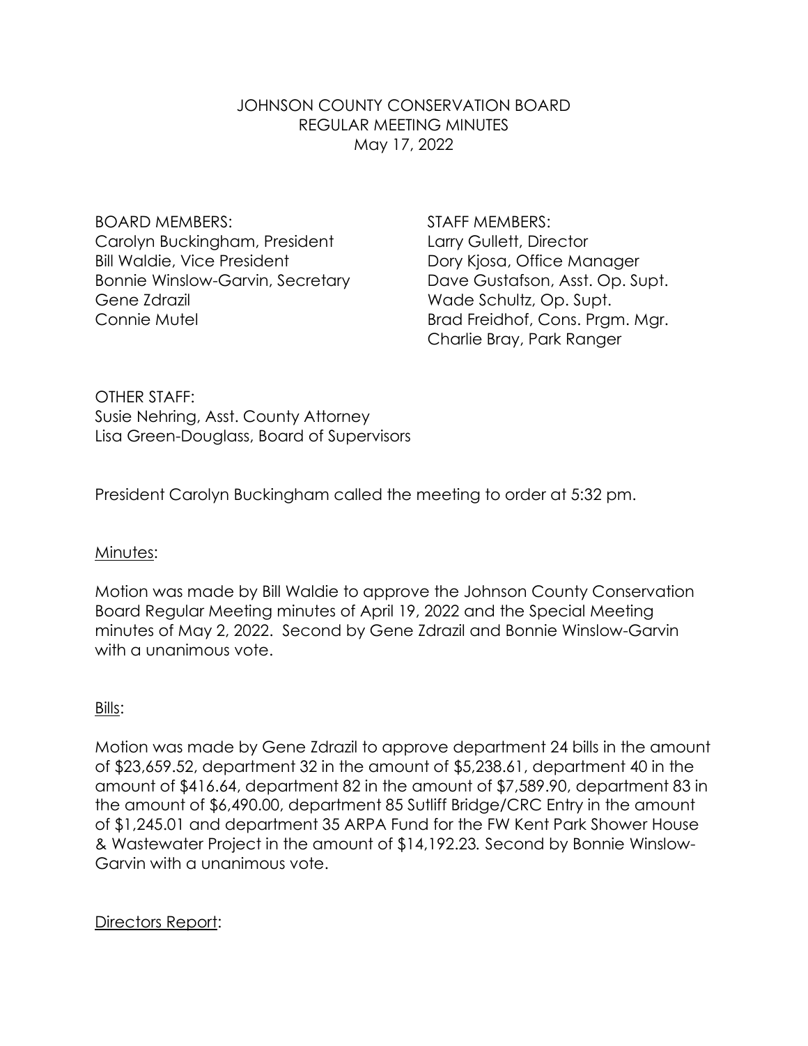JOHNSON COUNTY CONSERVATION BOARD
REGULAR MEETING MINUTES
May 17, 2022

BOARD MEMBERS:
Carolyn Buckingham, President
Bill Waldie, Vice President
Bonnie Winslow-Garvin, Secretary
Gene Zdrazil
Connie Mutel

STAFF MEMBERS:
Larry Gullett, Director
Dory Kjosa, Office Manager
Dave Gustafson, Asst. Op. Supt.
Wade Schultz, Op. Supt.
Brad Freidhof, Cons. Prgm. Mgr.
Charlie Bray, Park Ranger

OTHER STAFF:
Susie Nehring, Asst. County Attorney
Lisa Green-Douglass, Board of Supervisors

President Carolyn Buckingham called the meeting to order at 5:32 pm.

Minutes:

Motion was made by Bill Waldie to approve the Johnson County Conservation Board Regular Meeting minutes of April 19, 2022 and the Special Meeting minutes of May 2, 2022. Second by Gene Zdrazil and Bonnie Winslow-Garvin with a unanimous vote.

Bills:

Motion was made by Gene Zdrazil to approve department 24 bills in the amount of $23,659.52, department 32 in the amount of $5,238.61, department 40 in the amount of $416.64, department 82 in the amount of $7,589.90, department 83 in the amount of $6,490.00, department 85 Sutliff Bridge/CRC Entry in the amount of $1,245.01 and department 35 ARPA Fund for the FW Kent Park Shower House & Wastewater Project in the amount of $14,192.23. Second by Bonnie Winslow-Garvin with a unanimous vote.

Directors Report: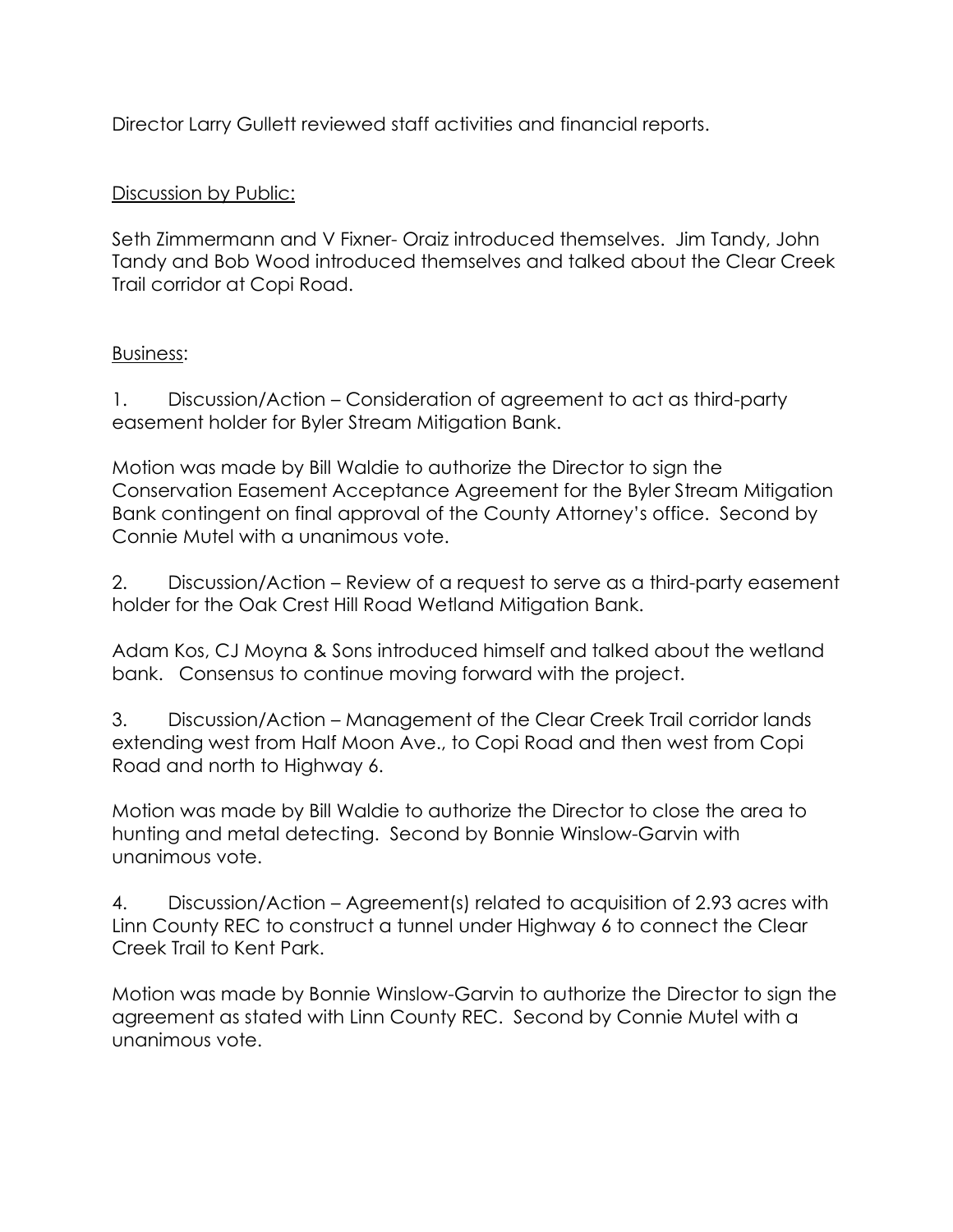Director Larry Gullett reviewed staff activities and financial reports.

<u>Discussion by Public:</u>

Seth Zimmermann and V Fixner- Oraiz introduced themselves. Jim Tandy, John Tandy and Bob Wood introduced themselves and talked about the Clear Creek Trail corridor at Copi Road.

<u>Business</u>:

1. Discussion/Action – Consideration of agreement to act as third-party easement holder for Byler Stream Mitigation Bank.

Motion was made by Bill Waldie to authorize the Director to sign the Conservation Easement Acceptance Agreement for the Byler Stream Mitigation Bank contingent on final approval of the County Attorney's office. Second by Connie Mutel with a unanimous vote.

2. Discussion/Action – Review of a request to serve as a third-party easement holder for the Oak Crest Hill Road Wetland Mitigation Bank.

Adam Kos, CJ Moyna & Sons introduced himself and talked about the wetland bank. Consensus to continue moving forward with the project.

3. Discussion/Action – Management of the Clear Creek Trail corridor lands extending west from Half Moon Ave., to Copi Road and then west from Copi Road and north to Highway 6.

Motion was made by Bill Waldie to authorize the Director to close the area to hunting and metal detecting. Second by Bonnie Winslow-Garvin with unanimous vote.

4. Discussion/Action – Agreement(s) related to acquisition of 2.93 acres with Linn County REC to construct a tunnel under Highway 6 to connect the Clear Creek Trail to Kent Park.

Motion was made by Bonnie Winslow-Garvin to authorize the Director to sign the agreement as stated with Linn County REC. Second by Connie Mutel with a unanimous vote.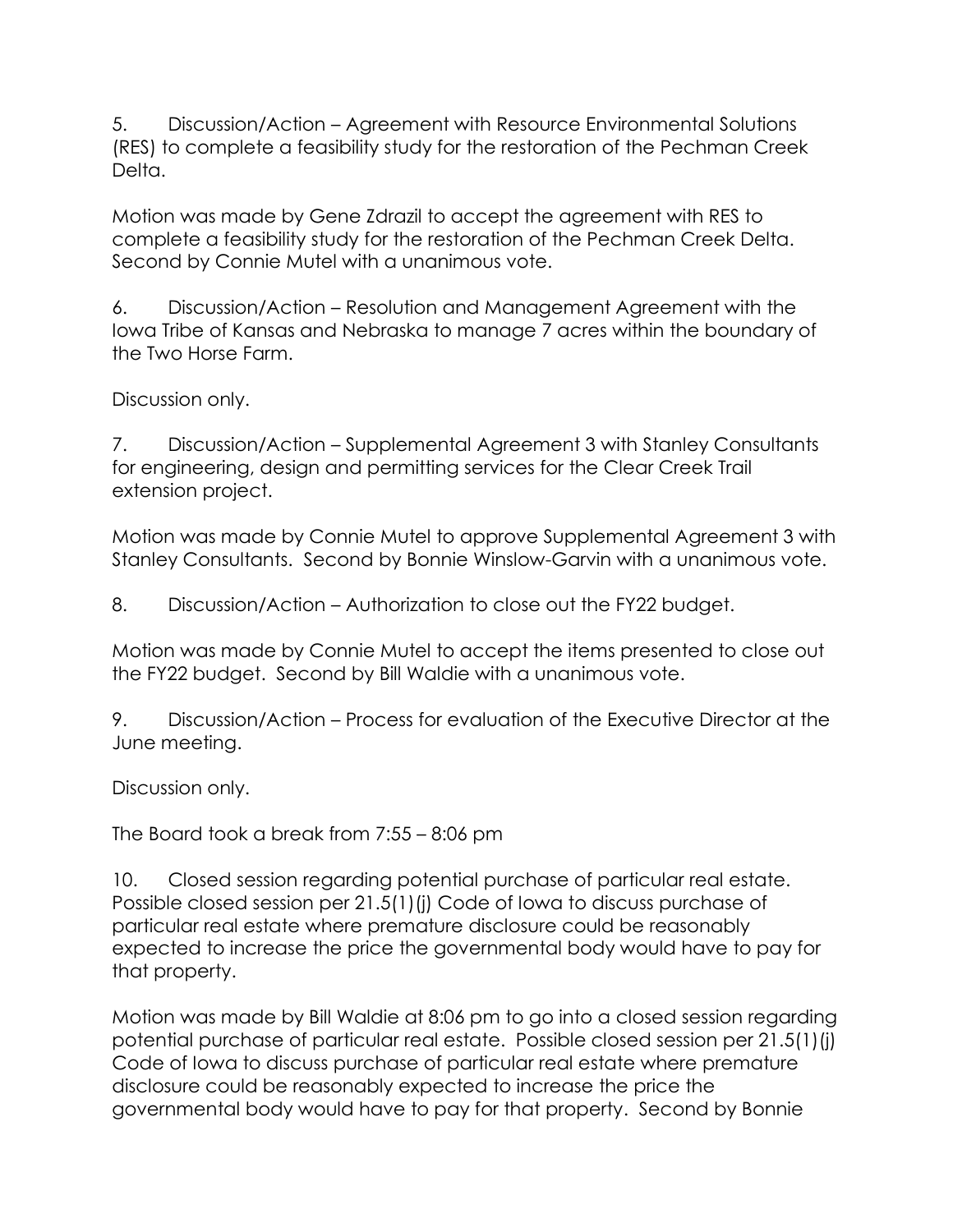5. Discussion/Action – Agreement with Resource Environmental Solutions (RES) to complete a feasibility study for the restoration of the Pechman Creek Delta.

Motion was made by Gene Zdrazil to accept the agreement with RES to complete a feasibility study for the restoration of the Pechman Creek Delta. Second by Connie Mutel with a unanimous vote.

6. Discussion/Action – Resolution and Management Agreement with the Iowa Tribe of Kansas and Nebraska to manage 7 acres within the boundary of the Two Horse Farm.

Discussion only.

7. Discussion/Action – Supplemental Agreement 3 with Stanley Consultants for engineering, design and permitting services for the Clear Creek Trail extension project.

Motion was made by Connie Mutel to approve Supplemental Agreement 3 with Stanley Consultants. Second by Bonnie Winslow-Garvin with a unanimous vote.

8. Discussion/Action – Authorization to close out the FY22 budget.

Motion was made by Connie Mutel to accept the items presented to close out the FY22 budget. Second by Bill Waldie with a unanimous vote.

9. Discussion/Action – Process for evaluation of the Executive Director at the June meeting.

Discussion only.

The Board took a break from 7:55 – 8:06 pm

10. Closed session regarding potential purchase of particular real estate. Possible closed session per 21.5(1)(j) Code of Iowa to discuss purchase of particular real estate where premature disclosure could be reasonably expected to increase the price the governmental body would have to pay for that property.

Motion was made by Bill Waldie at 8:06 pm to go into a closed session regarding potential purchase of particular real estate. Possible closed session per 21.5(1)(j) Code of Iowa to discuss purchase of particular real estate where premature disclosure could be reasonably expected to increase the price the governmental body would have to pay for that property. Second by Bonnie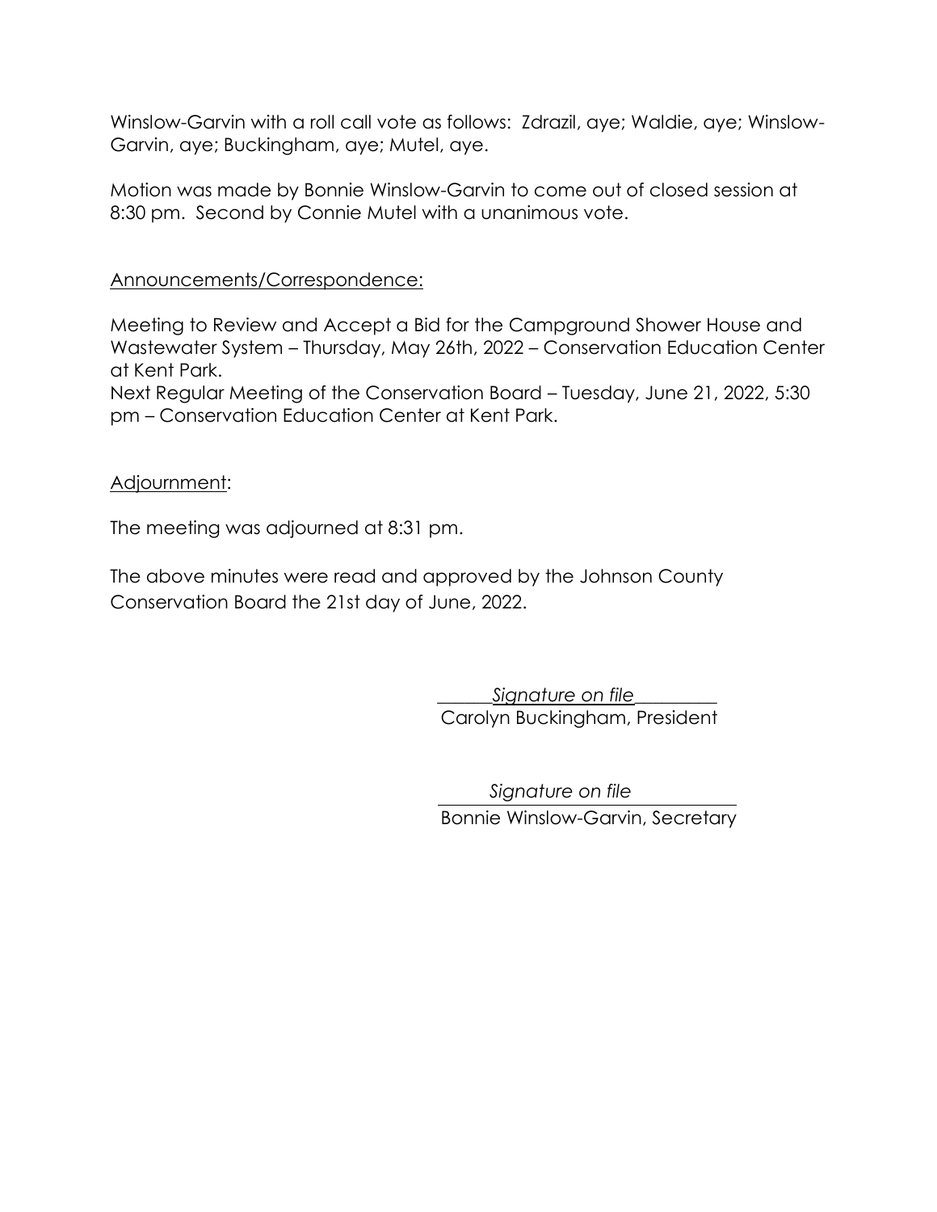Winslow-Garvin with a roll call vote as follows: Zdrazil, aye; Waldie, aye; Winslow-Garvin, aye; Buckingham, aye; Mutel, aye.

Motion was made by Bonnie Winslow-Garvin to come out of closed session at 8:30 pm. Second by Connie Mutel with a unanimous vote.

Announcements/Correspondence:

Meeting to Review and Accept a Bid for the Campground Shower House and Wastewater System – Thursday, May 26th, 2022 – Conservation Education Center at Kent Park.
Next Regular Meeting of the Conservation Board – Tuesday, June 21, 2022, 5:30 pm – Conservation Education Center at Kent Park.

Adjournment:

The meeting was adjourned at 8:31 pm.

The above minutes were read and approved by the Johnson County Conservation Board the 21st day of June, 2022.

*Signature on file*
Carolyn Buckingham, President

*Signature on file*
Bonnie Winslow-Garvin, Secretary